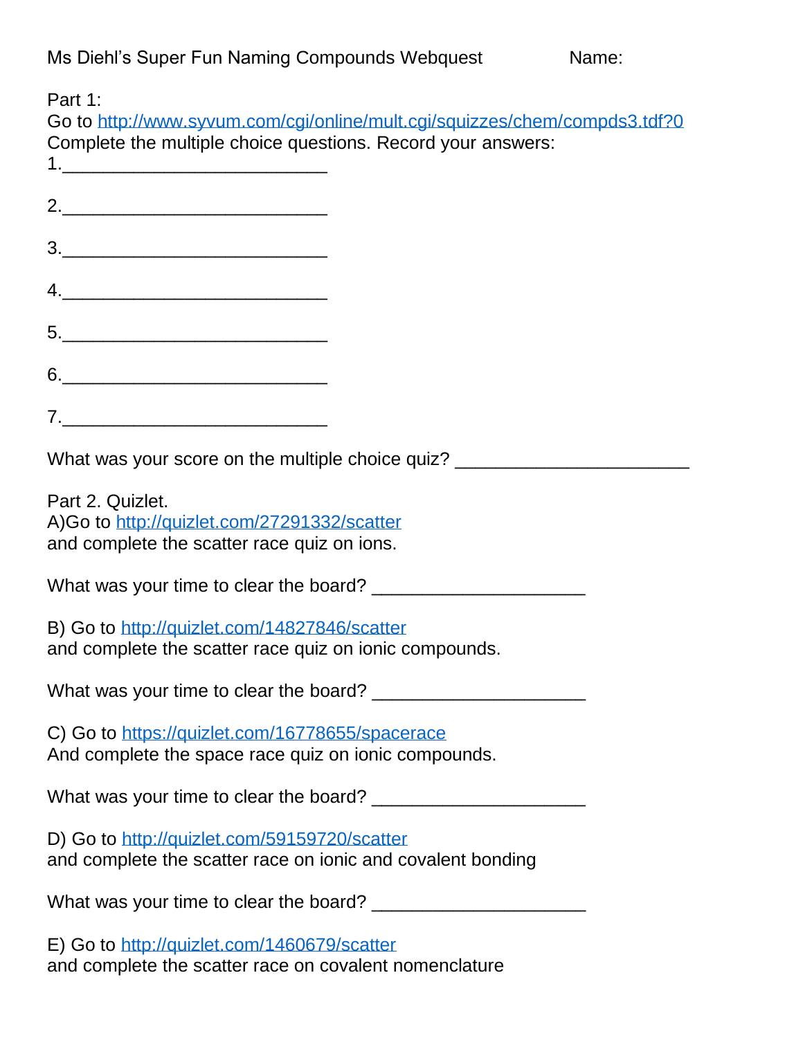Ms Diehl's Super Fun Naming Compounds Webquest                    Name:

Part 1:
Go to http://www.syvum.com/cgi/online/mult.cgi/squizzes/chem/compds3.tdf?0
Complete the multiple choice questions. Record your answers:

1.___________________________

2.___________________________

3.___________________________

4.___________________________

5.___________________________

6.___________________________

7.___________________________

What was your score on the multiple choice quiz? ________________________

Part 2. Quizlet.
A)Go to http://quizlet.com/27291332/scatter
and complete the scatter race quiz on ions.

What was your time to clear the board? ______________________

B) Go to http://quizlet.com/14827846/scatter
and complete the scatter race quiz on ionic compounds.

What was your time to clear the board? ______________________

C) Go to https://quizlet.com/16778655/spacerace
And complete the space race quiz on ionic compounds.

What was your time to clear the board? ______________________

D) Go to http://quizlet.com/59159720/scatter
and complete the scatter race on ionic and covalent bonding

What was your time to clear the board? ______________________

E) Go to http://quizlet.com/1460679/scatter
and complete the scatter race on covalent nomenclature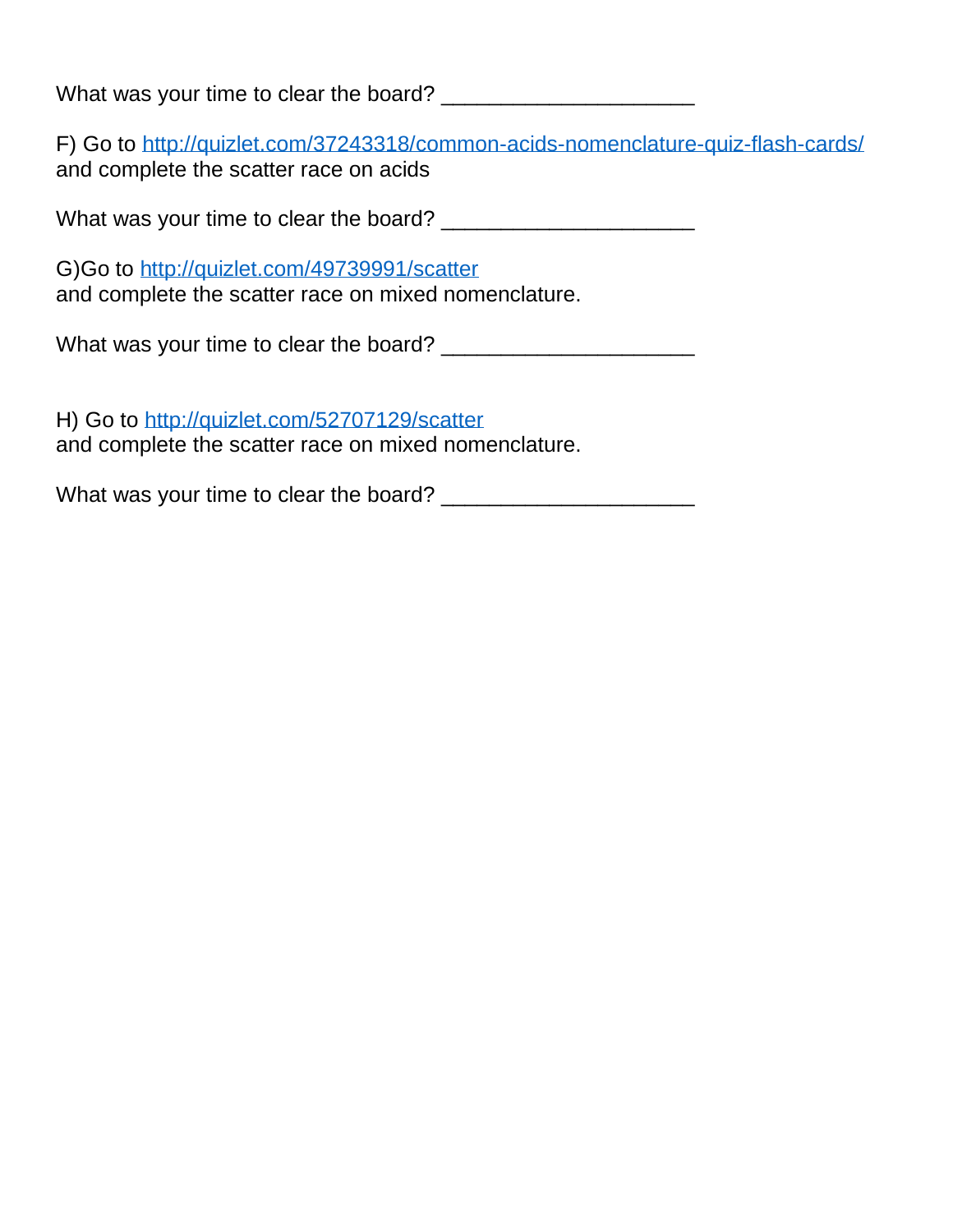What was your time to clear the board? _____________________

F) Go to [http://quizlet.com/37243318/common-acids-nomenclature-quiz-flash-cards/](http://quizlet.com/37243318/common-acids-nomenclature-quiz-flash-cards/)
and complete the scatter race on acids

What was your time to clear the board? _____________________

G)Go to [http://quizlet.com/49739991/scatter](http://quizlet.com/49739991/scatter)
and complete the scatter race on mixed nomenclature.

What was your time to clear the board? _____________________

H) Go to [http://quizlet.com/52707129/scatter](http://quizlet.com/52707129/scatter)
and complete the scatter race on mixed nomenclature.

What was your time to clear the board? _____________________